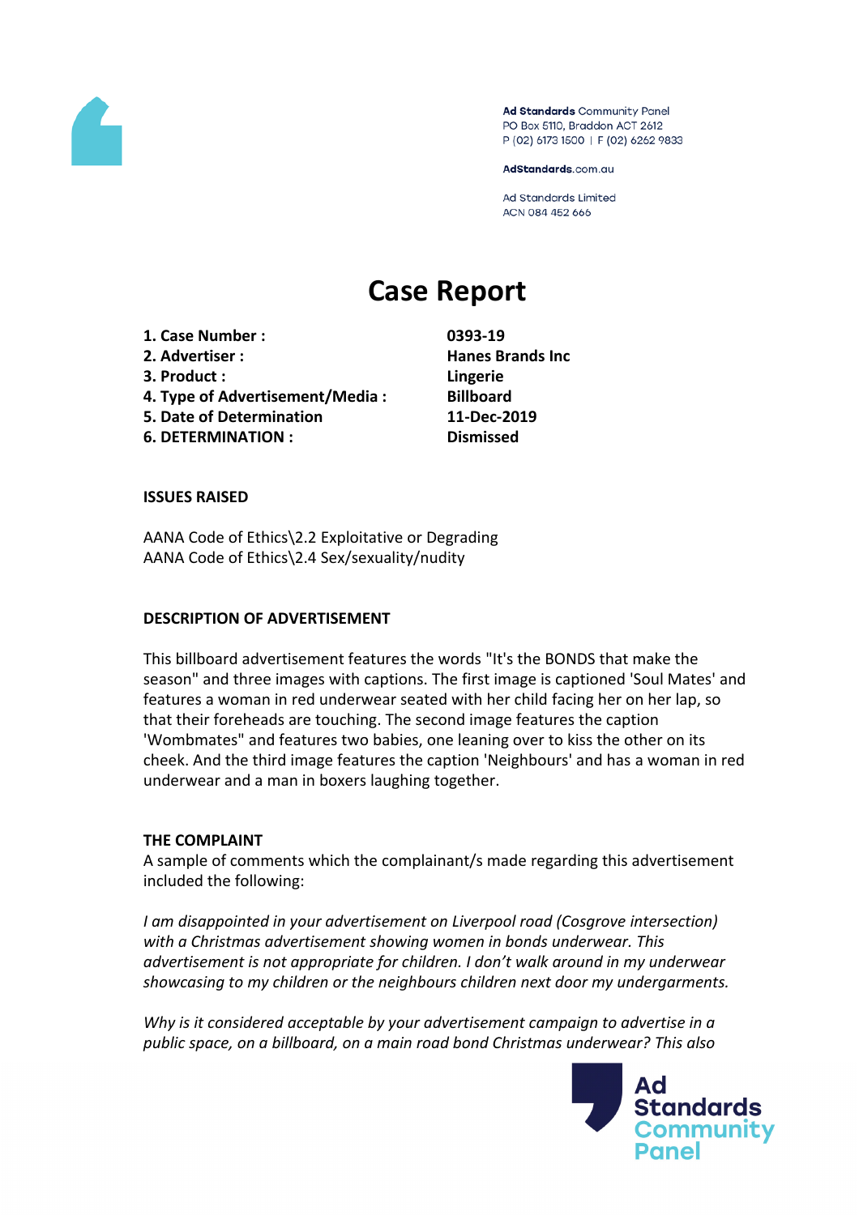Ad Standards Community Panel
PO Box 5110, Braddon ACT 2612
P (02) 6173 1500 | F (02) 6262 9833

AdStandards.com.au

Ad Standards Limited
ACN 084 452 666

# Case Report

| | |
|---|---|
| **1. Case Number :** | **0393-19** |
| **2. Advertiser :** | **Hanes Brands Inc** |
| **3. Product :** | **Lingerie** |
| **4. Type of Advertisement/Media :** | **Billboard** |
| **5. Date of Determination** | **11-Dec-2019** |
| **6. DETERMINATION :** | **Dismissed** |

**ISSUES RAISED**

AANA Code of Ethics\2.2 Exploitative or Degrading
AANA Code of Ethics\2.4 Sex/sexuality/nudity

**DESCRIPTION OF ADVERTISEMENT**

This billboard advertisement features the words "It's the BONDS that make the season" and three images with captions. The first image is captioned 'Soul Mates' and features a woman in red underwear seated with her child facing her on her lap, so that their foreheads are touching. The second image features the caption 'Wombmates" and features two babies, one leaning over to kiss the other on its cheek. And the third image features the caption 'Neighbours' and has a woman in red underwear and a man in boxers laughing together.

**THE COMPLAINT**

A sample of comments which the complainant/s made regarding this advertisement included the following:

*I am disappointed in your advertisement on Liverpool road (Cosgrove intersection) with a Christmas advertisement showing women in bonds underwear. This advertisement is not appropriate for children. I don't walk around in my underwear showcasing to my children or the neighbours children next door my undergarments.*

*Why is it considered acceptable by your advertisement campaign to advertise in a public space, on a billboard, on a main road bond Christmas underwear? This also*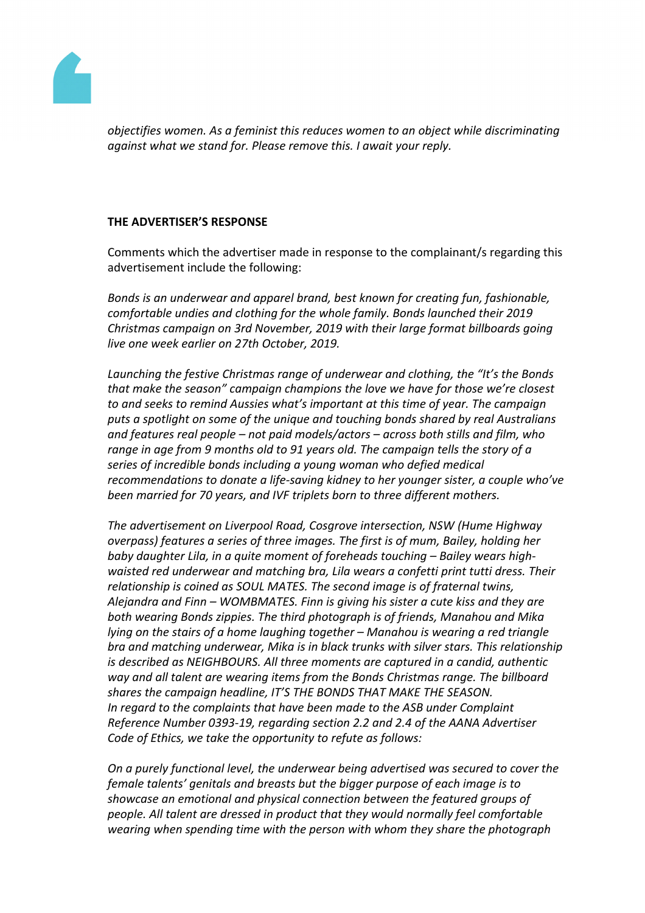*objectifies women. As a feminist this reduces women to an object while discriminating against what we stand for. Please remove this. I await your reply.*

**THE ADVERTISER'S RESPONSE**

Comments which the advertiser made in response to the complainant/s regarding this advertisement include the following:

*Bonds is an underwear and apparel brand, best known for creating fun, fashionable, comfortable undies and clothing for the whole family. Bonds launched their 2019 Christmas campaign on 3rd November, 2019 with their large format billboards going live one week earlier on 27th October, 2019.*

*Launching the festive Christmas range of underwear and clothing, the "It's the Bonds that make the season" campaign champions the love we have for those we're closest to and seeks to remind Aussies what's important at this time of year. The campaign puts a spotlight on some of the unique and touching bonds shared by real Australians and features real people – not paid models/actors – across both stills and film, who range in age from 9 months old to 91 years old. The campaign tells the story of a series of incredible bonds including a young woman who defied medical recommendations to donate a life-saving kidney to her younger sister, a couple who've been married for 70 years, and IVF triplets born to three different mothers.*

*The advertisement on Liverpool Road, Cosgrove intersection, NSW (Hume Highway overpass) features a series of three images. The first is of mum, Bailey, holding her baby daughter Lila, in a quite moment of foreheads touching – Bailey wears high-waisted red underwear and matching bra, Lila wears a confetti print tutti dress. Their relationship is coined as SOUL MATES. The second image is of fraternal twins, Alejandra and Finn – WOMBMATES. Finn is giving his sister a cute kiss and they are both wearing Bonds zippies. The third photograph is of friends, Manahou and Mika lying on the stairs of a home laughing together – Manahou is wearing a red triangle bra and matching underwear, Mika is in black trunks with silver stars. This relationship is described as NEIGHBOURS. All three moments are captured in a candid, authentic way and all talent are wearing items from the Bonds Christmas range. The billboard shares the campaign headline, IT'S THE BONDS THAT MAKE THE SEASON.*
*In regard to the complaints that have been made to the ASB under Complaint Reference Number 0393-19, regarding section 2.2 and 2.4 of the AANA Advertiser Code of Ethics, we take the opportunity to refute as follows:*

*On a purely functional level, the underwear being advertised was secured to cover the female talents' genitals and breasts but the bigger purpose of each image is to showcase an emotional and physical connection between the featured groups of people. All talent are dressed in product that they would normally feel comfortable wearing when spending time with the person with whom they share the photograph*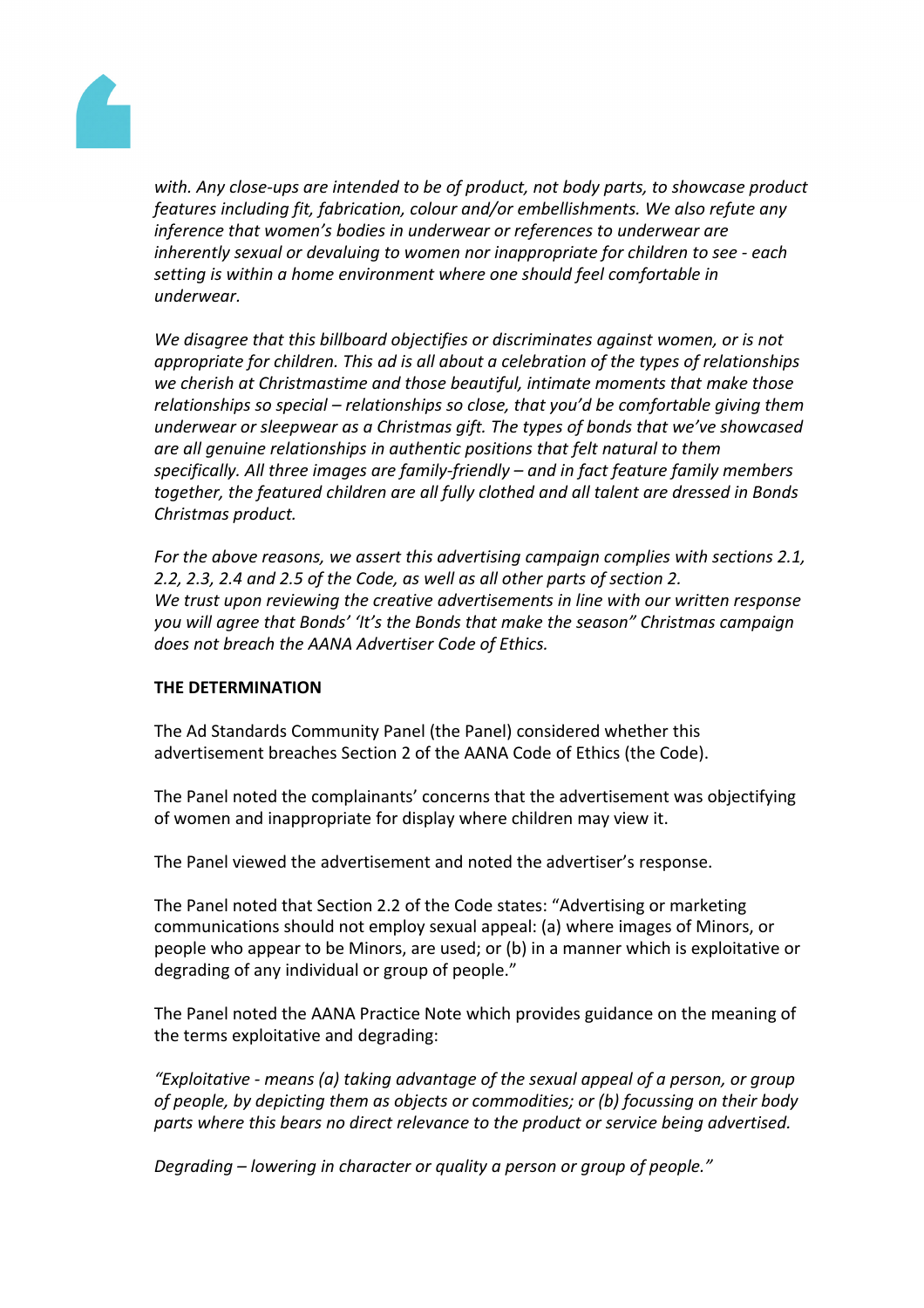*with. Any close-ups are intended to be of product, not body parts, to showcase product features including fit, fabrication, colour and/or embellishments. We also refute any inference that women's bodies in underwear or references to underwear are inherently sexual or devaluing to women nor inappropriate for children to see - each setting is within a home environment where one should feel comfortable in underwear.*

*We disagree that this billboard objectifies or discriminates against women, or is not appropriate for children. This ad is all about a celebration of the types of relationships we cherish at Christmastime and those beautiful, intimate moments that make those relationships so special – relationships so close, that you'd be comfortable giving them underwear or sleepwear as a Christmas gift. The types of bonds that we've showcased are all genuine relationships in authentic positions that felt natural to them specifically. All three images are family-friendly – and in fact feature family members together, the featured children are all fully clothed and all talent are dressed in Bonds Christmas product.*

*For the above reasons, we assert this advertising campaign complies with sections 2.1, 2.2, 2.3, 2.4 and 2.5 of the Code, as well as all other parts of section 2.*
*We trust upon reviewing the creative advertisements in line with our written response you will agree that Bonds' 'It's the Bonds that make the season" Christmas campaign does not breach the AANA Advertiser Code of Ethics.*

**THE DETERMINATION**

The Ad Standards Community Panel (the Panel) considered whether this advertisement breaches Section 2 of the AANA Code of Ethics (the Code).

The Panel noted the complainants' concerns that the advertisement was objectifying of women and inappropriate for display where children may view it.

The Panel viewed the advertisement and noted the advertiser's response.

The Panel noted that Section 2.2 of the Code states: "Advertising or marketing communications should not employ sexual appeal: (a) where images of Minors, or people who appear to be Minors, are used; or (b) in a manner which is exploitative or degrading of any individual or group of people."

The Panel noted the AANA Practice Note which provides guidance on the meaning of the terms exploitative and degrading:

*"Exploitative - means (a) taking advantage of the sexual appeal of a person, or group of people, by depicting them as objects or commodities; or (b) focussing on their body parts where this bears no direct relevance to the product or service being advertised.*

*Degrading – lowering in character or quality a person or group of people."*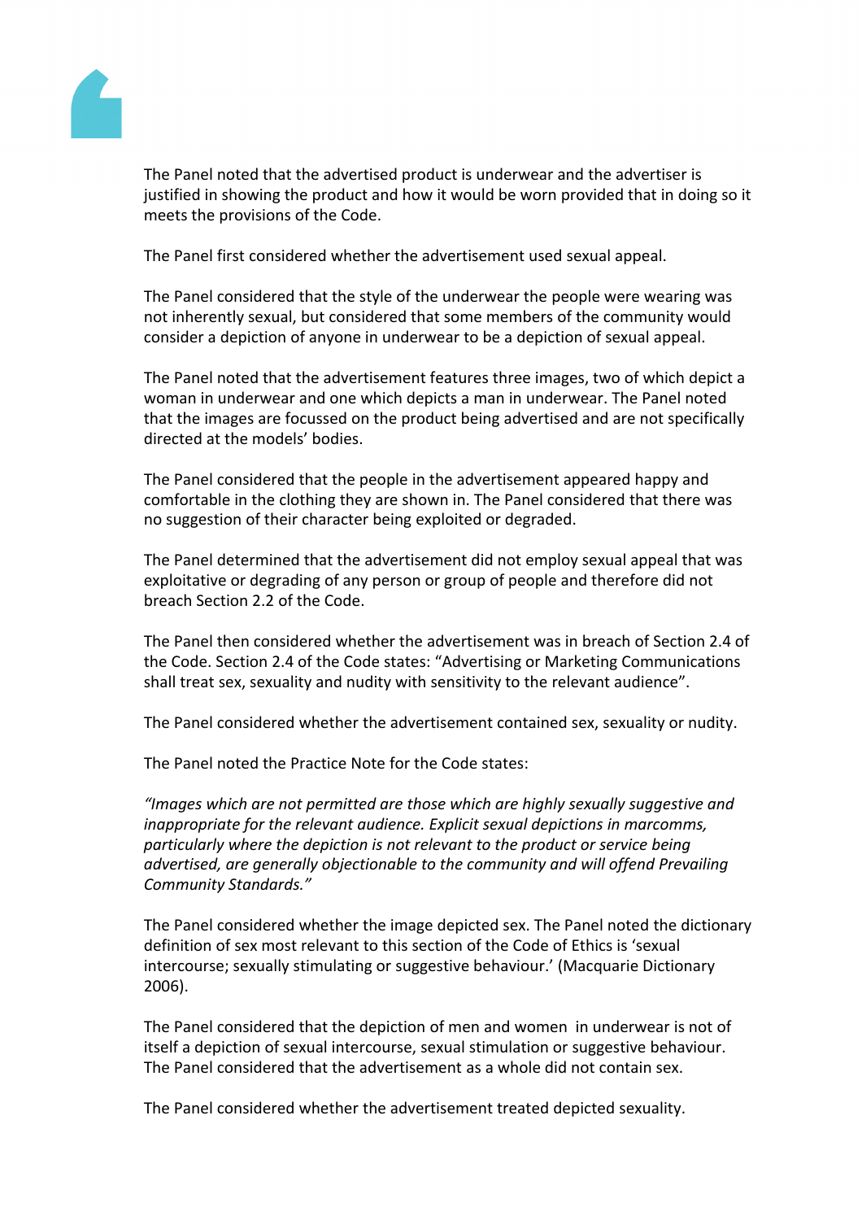The Panel noted that the advertised product is underwear and the advertiser is justified in showing the product and how it would be worn provided that in doing so it meets the provisions of the Code.

The Panel first considered whether the advertisement used sexual appeal.

The Panel considered that the style of the underwear the people were wearing was not inherently sexual, but considered that some members of the community would consider a depiction of anyone in underwear to be a depiction of sexual appeal.

The Panel noted that the advertisement features three images, two of which depict a woman in underwear and one which depicts a man in underwear. The Panel noted that the images are focussed on the product being advertised and are not specifically directed at the models' bodies.

The Panel considered that the people in the advertisement appeared happy and comfortable in the clothing they are shown in. The Panel considered that there was no suggestion of their character being exploited or degraded.

The Panel determined that the advertisement did not employ sexual appeal that was exploitative or degrading of any person or group of people and therefore did not breach Section 2.2 of the Code.

The Panel then considered whether the advertisement was in breach of Section 2.4 of the Code. Section 2.4 of the Code states: "Advertising or Marketing Communications shall treat sex, sexuality and nudity with sensitivity to the relevant audience".

The Panel considered whether the advertisement contained sex, sexuality or nudity.

The Panel noted the Practice Note for the Code states:

*"Images which are not permitted are those which are highly sexually suggestive and inappropriate for the relevant audience. Explicit sexual depictions in marcomms, particularly where the depiction is not relevant to the product or service being advertised, are generally objectionable to the community and will offend Prevailing Community Standards."*

The Panel considered whether the image depicted sex. The Panel noted the dictionary definition of sex most relevant to this section of the Code of Ethics is 'sexual intercourse; sexually stimulating or suggestive behaviour.' (Macquarie Dictionary 2006).

The Panel considered that the depiction of men and women in underwear is not of itself a depiction of sexual intercourse, sexual stimulation or suggestive behaviour. The Panel considered that the advertisement as a whole did not contain sex.

The Panel considered whether the advertisement treated depicted sexuality.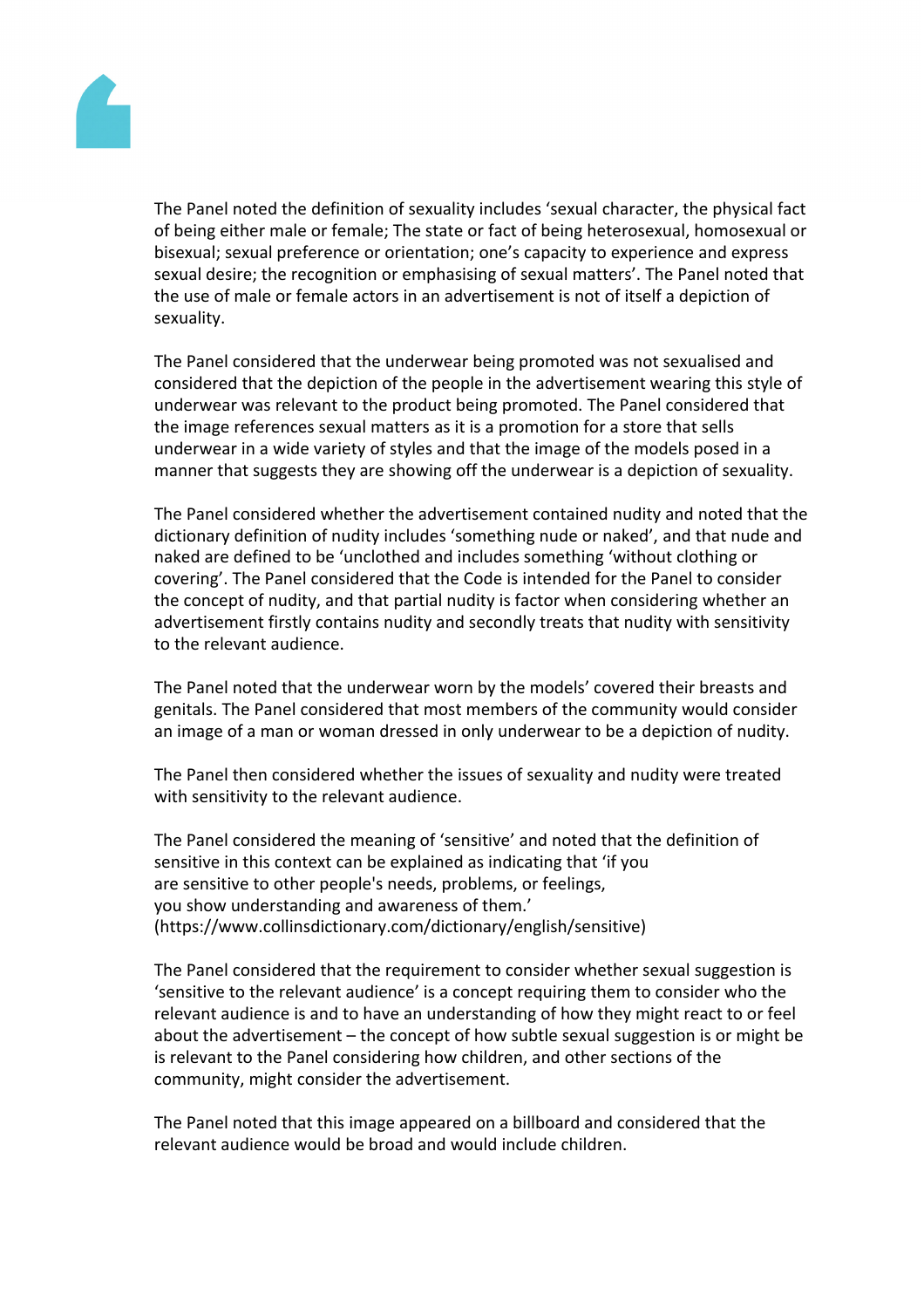The Panel noted the definition of sexuality includes 'sexual character, the physical fact of being either male or female; The state or fact of being heterosexual, homosexual or bisexual; sexual preference or orientation; one's capacity to experience and express sexual desire; the recognition or emphasising of sexual matters'. The Panel noted that the use of male or female actors in an advertisement is not of itself a depiction of sexuality.

The Panel considered that the underwear being promoted was not sexualised and considered that the depiction of the people in the advertisement wearing this style of underwear was relevant to the product being promoted. The Panel considered that the image references sexual matters as it is a promotion for a store that sells underwear in a wide variety of styles and that the image of the models posed in a manner that suggests they are showing off the underwear is a depiction of sexuality.

The Panel considered whether the advertisement contained nudity and noted that the dictionary definition of nudity includes 'something nude or naked', and that nude and naked are defined to be 'unclothed and includes something 'without clothing or covering'. The Panel considered that the Code is intended for the Panel to consider the concept of nudity, and that partial nudity is factor when considering whether an advertisement firstly contains nudity and secondly treats that nudity with sensitivity to the relevant audience.

The Panel noted that the underwear worn by the models' covered their breasts and genitals. The Panel considered that most members of the community would consider an image of a man or woman dressed in only underwear to be a depiction of nudity.

The Panel then considered whether the issues of sexuality and nudity were treated with sensitivity to the relevant audience.

The Panel considered the meaning of 'sensitive' and noted that the definition of sensitive in this context can be explained as indicating that 'if you are sensitive to other people's needs, problems, or feelings, you show understanding and awareness of them.' (https://www.collinsdictionary.com/dictionary/english/sensitive)

The Panel considered that the requirement to consider whether sexual suggestion is 'sensitive to the relevant audience' is a concept requiring them to consider who the relevant audience is and to have an understanding of how they might react to or feel about the advertisement – the concept of how subtle sexual suggestion is or might be is relevant to the Panel considering how children, and other sections of the community, might consider the advertisement.

The Panel noted that this image appeared on a billboard and considered that the relevant audience would be broad and would include children.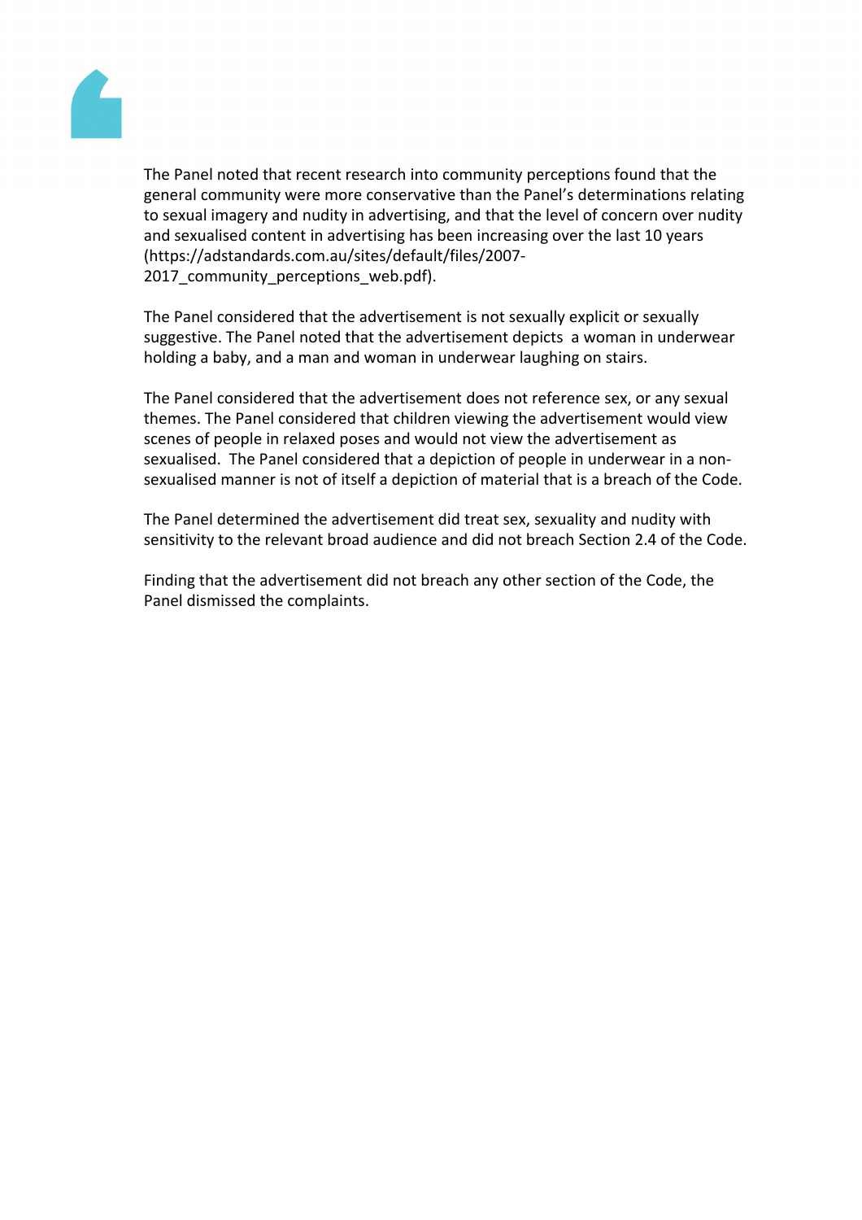The Panel noted that recent research into community perceptions found that the general community were more conservative than the Panel's determinations relating to sexual imagery and nudity in advertising, and that the level of concern over nudity and sexualised content in advertising has been increasing over the last 10 years (https://adstandards.com.au/sites/default/files/2007-2017_community_perceptions_web.pdf).

The Panel considered that the advertisement is not sexually explicit or sexually suggestive. The Panel noted that the advertisement depicts a woman in underwear holding a baby, and a man and woman in underwear laughing on stairs.

The Panel considered that the advertisement does not reference sex, or any sexual themes. The Panel considered that children viewing the advertisement would view scenes of people in relaxed poses and would not view the advertisement as sexualised. The Panel considered that a depiction of people in underwear in a non-sexualised manner is not of itself a depiction of material that is a breach of the Code.

The Panel determined the advertisement did treat sex, sexuality and nudity with sensitivity to the relevant broad audience and did not breach Section 2.4 of the Code.

Finding that the advertisement did not breach any other section of the Code, the Panel dismissed the complaints.